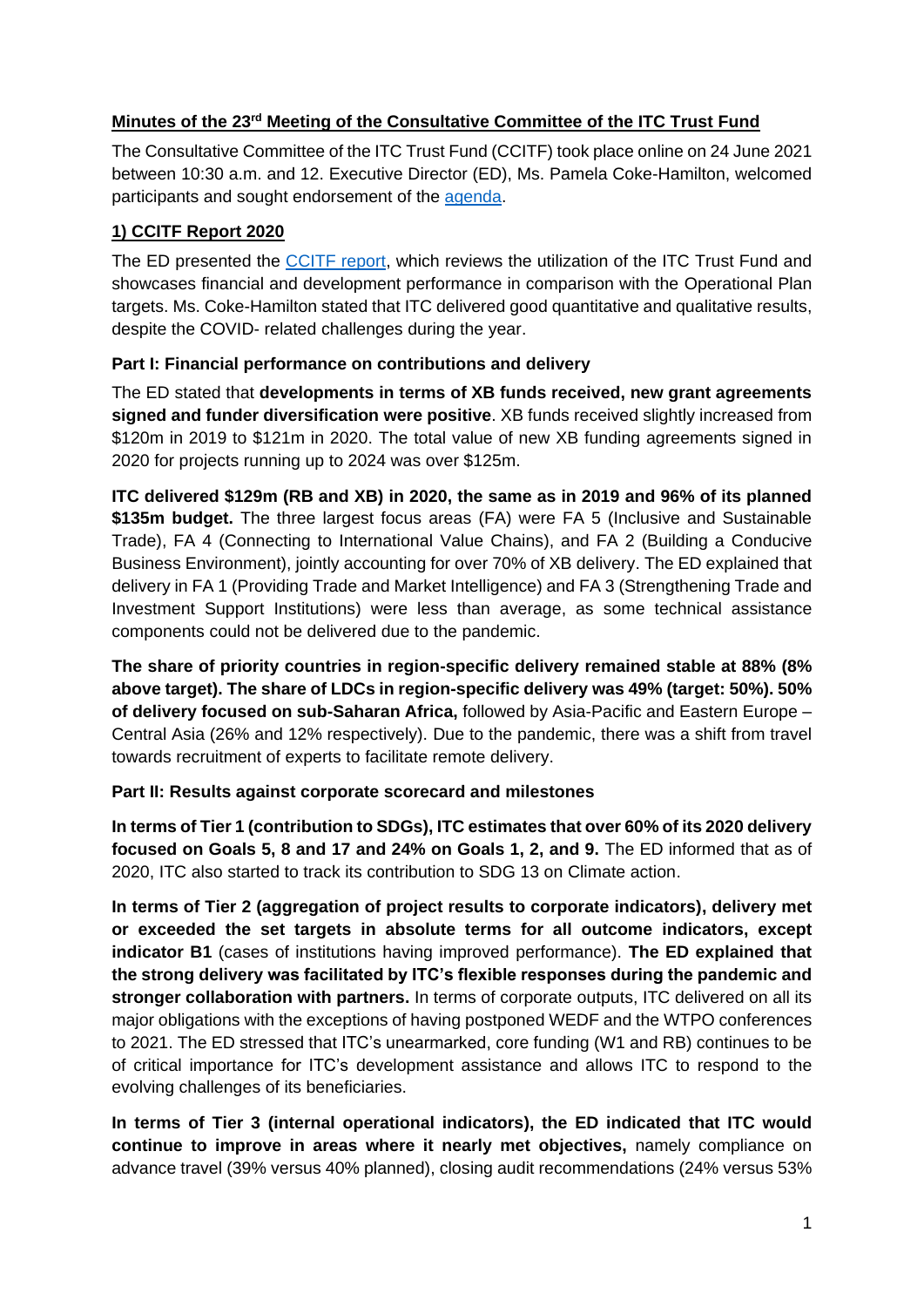## Minutes of the 23rd Meeting of the Consultative Committee of the ITC Trust Fund

The Consultative Committee of the ITC Trust Fund (CCITF) took place online on 24 June 2021 between 10:30 a.m. and 12. Executive Director (ED), Ms. Pamela Coke-Hamilton, welcomed participants and sought endorsement of the [agenda](agenda).

### 1) CCITF Report 2020

The ED presented the [CCITF report](CCITF report), which reviews the utilization of the ITC Trust Fund and showcases financial and development performance in comparison with the Operational Plan targets. Ms. Coke-Hamilton stated that ITC delivered good quantitative and qualitative results, despite the COVID- related challenges during the year.

#### Part I: Financial performance on contributions and delivery

The ED stated that **developments in terms of XB funds received, new grant agreements signed and funder diversification were positive**. XB funds received slightly increased from \$120m in 2019 to \$121m in 2020. The total value of new XB funding agreements signed in 2020 for projects running up to 2024 was over \$125m.

**ITC delivered \$129m (RB and XB) in 2020, the same as in 2019 and 96% of its planned \$135m budget.** The three largest focus areas (FA) were FA 5 (Inclusive and Sustainable Trade), FA 4 (Connecting to International Value Chains), and FA 2 (Building a Conducive Business Environment), jointly accounting for over 70% of XB delivery. The ED explained that delivery in FA 1 (Providing Trade and Market Intelligence) and FA 3 (Strengthening Trade and Investment Support Institutions) were less than average, as some technical assistance components could not be delivered due to the pandemic.

**The share of priority countries in region-specific delivery remained stable at 88% (8% above target). The share of LDCs in region-specific delivery was 49% (target: 50%). 50% of delivery focused on sub-Saharan Africa,** followed by Asia-Pacific and Eastern Europe – Central Asia (26% and 12% respectively). Due to the pandemic, there was a shift from travel towards recruitment of experts to facilitate remote delivery.

#### Part II: Results against corporate scorecard and milestones

**In terms of Tier 1 (contribution to SDGs), ITC estimates that over 60% of its 2020 delivery focused on Goals 5, 8 and 17 and 24% on Goals 1, 2, and 9.** The ED informed that as of 2020, ITC also started to track its contribution to SDG 13 on Climate action.

**In terms of Tier 2 (aggregation of project results to corporate indicators), delivery met or exceeded the set targets in absolute terms for all outcome indicators, except indicator B1** (cases of institutions having improved performance). **The ED explained that the strong delivery was facilitated by ITC's flexible responses during the pandemic and stronger collaboration with partners.** In terms of corporate outputs, ITC delivered on all its major obligations with the exceptions of having postponed WEDF and the WTPO conferences to 2021. The ED stressed that ITC's unearmarked, core funding (W1 and RB) continues to be of critical importance for ITC's development assistance and allows ITC to respond to the evolving challenges of its beneficiaries.

**In terms of Tier 3 (internal operational indicators), the ED indicated that ITC would continue to improve in areas where it nearly met objectives,** namely compliance on advance travel (39% versus 40% planned), closing audit recommendations (24% versus 53%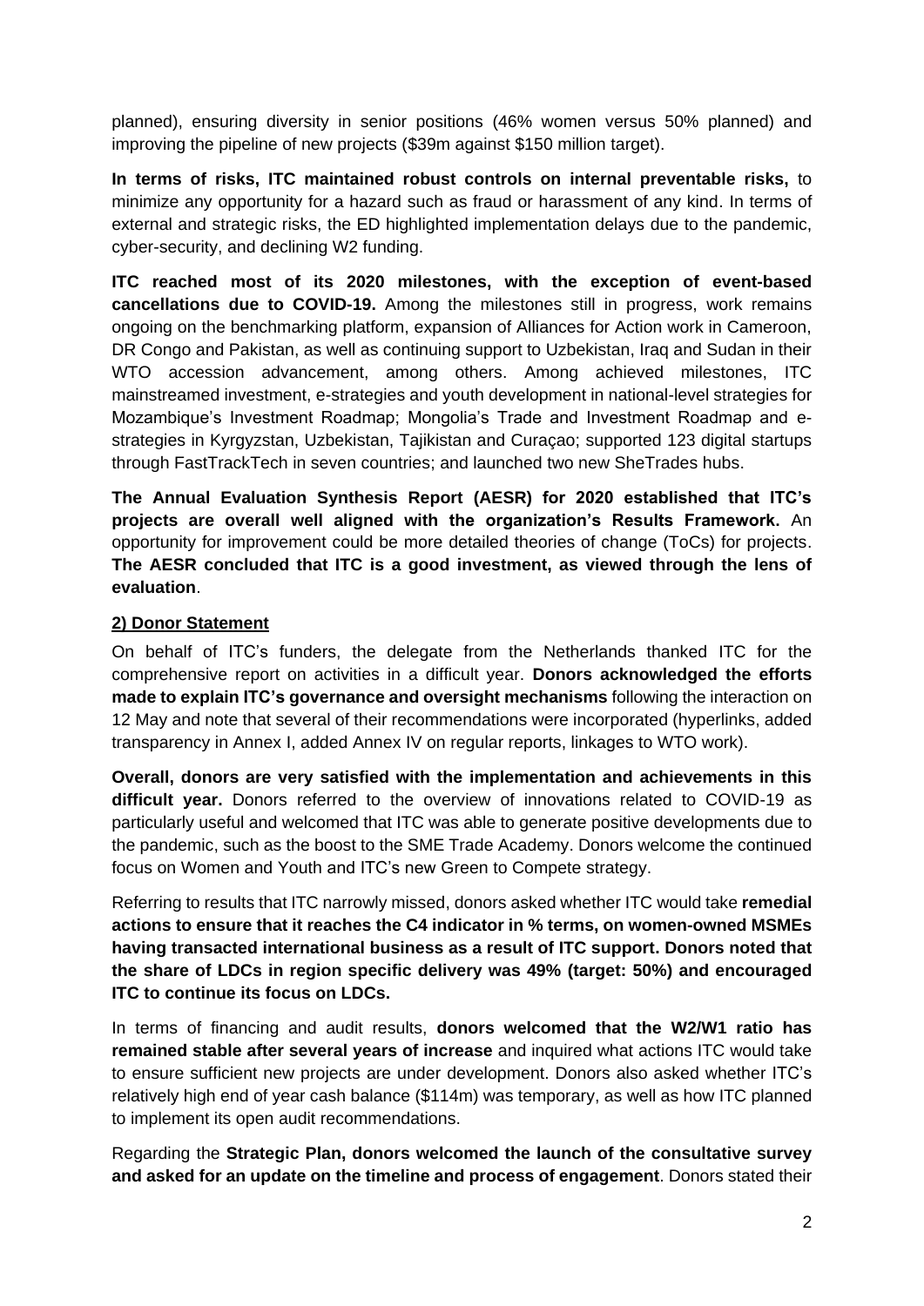planned), ensuring diversity in senior positions (46% women versus 50% planned) and improving the pipeline of new projects ($39m against $150 million target).

**In terms of risks, ITC maintained robust controls on internal preventable risks,** to minimize any opportunity for a hazard such as fraud or harassment of any kind. In terms of external and strategic risks, the ED highlighted implementation delays due to the pandemic, cyber-security, and declining W2 funding.

**ITC reached most of its 2020 milestones, with the exception of event-based cancellations due to COVID-19.** Among the milestones still in progress, work remains ongoing on the benchmarking platform, expansion of Alliances for Action work in Cameroon, DR Congo and Pakistan, as well as continuing support to Uzbekistan, Iraq and Sudan in their WTO accession advancement, among others. Among achieved milestones, ITC mainstreamed investment, e-strategies and youth development in national-level strategies for Mozambique's Investment Roadmap; Mongolia's Trade and Investment Roadmap and e-strategies in Kyrgyzstan, Uzbekistan, Tajikistan and Curaçao; supported 123 digital startups through FastTrackTech in seven countries; and launched two new SheTrades hubs.

**The Annual Evaluation Synthesis Report (AESR) for 2020 established that ITC's projects are overall well aligned with the organization's Results Framework.** An opportunity for improvement could be more detailed theories of change (ToCs) for projects. **The AESR concluded that ITC is a good investment, as viewed through the lens of evaluation**.

**2) Donor Statement**

On behalf of ITC's funders, the delegate from the Netherlands thanked ITC for the comprehensive report on activities in a difficult year. **Donors acknowledged the efforts made to explain ITC's governance and oversight mechanisms** following the interaction on 12 May and note that several of their recommendations were incorporated (hyperlinks, added transparency in Annex I, added Annex IV on regular reports, linkages to WTO work).

**Overall, donors are very satisfied with the implementation and achievements in this difficult year.** Donors referred to the overview of innovations related to COVID-19 as particularly useful and welcomed that ITC was able to generate positive developments due to the pandemic, such as the boost to the SME Trade Academy. Donors welcome the continued focus on Women and Youth and ITC's new Green to Compete strategy.

Referring to results that ITC narrowly missed, donors asked whether ITC would take **remedial actions to ensure that it reaches the C4 indicator in % terms, on women-owned MSMEs having transacted international business as a result of ITC support. Donors noted that the share of LDCs in region specific delivery was 49% (target: 50%) and encouraged ITC to continue its focus on LDCs.**

In terms of financing and audit results, **donors welcomed that the W2/W1 ratio has remained stable after several years of increase** and inquired what actions ITC would take to ensure sufficient new projects are under development. Donors also asked whether ITC's relatively high end of year cash balance ($114m) was temporary, as well as how ITC planned to implement its open audit recommendations.

Regarding the **Strategic Plan, donors welcomed the launch of the consultative survey and asked for an update on the timeline and process of engagement**. Donors stated their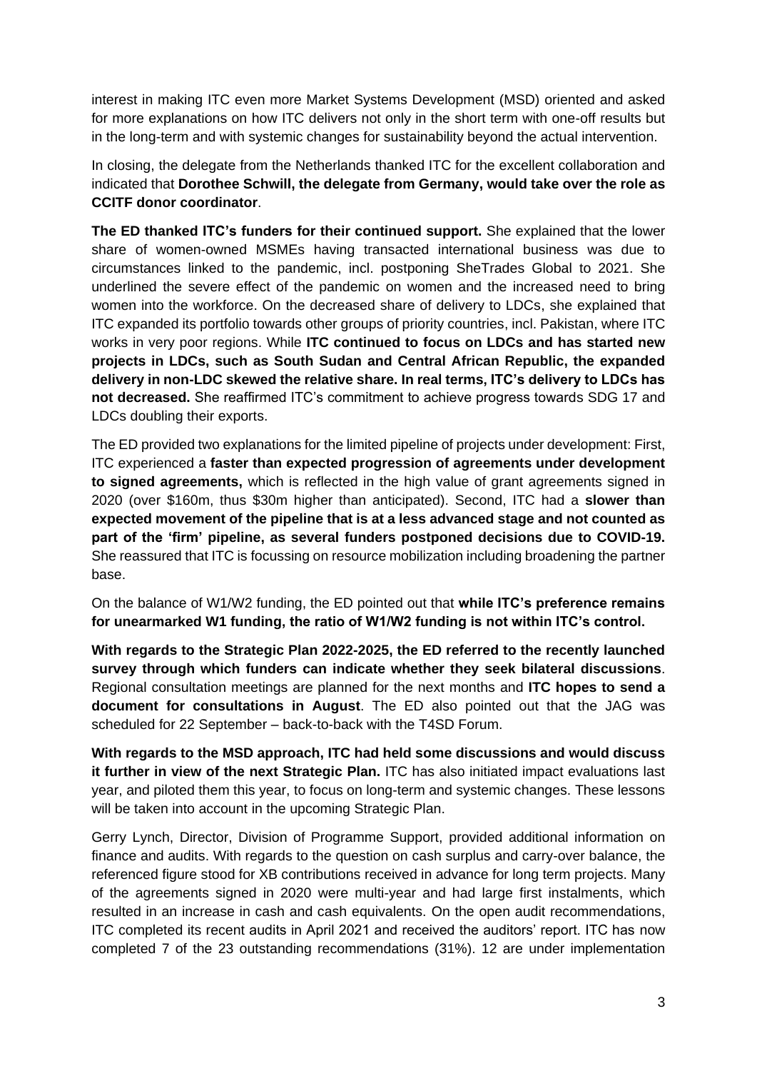interest in making ITC even more Market Systems Development (MSD) oriented and asked for more explanations on how ITC delivers not only in the short term with one-off results but in the long-term and with systemic changes for sustainability beyond the actual intervention.

In closing, the delegate from the Netherlands thanked ITC for the excellent collaboration and indicated that **Dorothee Schwill, the delegate from Germany, would take over the role as CCITF donor coordinator**.

**The ED thanked ITC's funders for their continued support.** She explained that the lower share of women-owned MSMEs having transacted international business was due to circumstances linked to the pandemic, incl. postponing SheTrades Global to 2021. She underlined the severe effect of the pandemic on women and the increased need to bring women into the workforce. On the decreased share of delivery to LDCs, she explained that ITC expanded its portfolio towards other groups of priority countries, incl. Pakistan, where ITC works in very poor regions. While **ITC continued to focus on LDCs and has started new projects in LDCs, such as South Sudan and Central African Republic, the expanded delivery in non-LDC skewed the relative share. In real terms, ITC's delivery to LDCs has not decreased.** She reaffirmed ITC's commitment to achieve progress towards SDG 17 and LDCs doubling their exports.

The ED provided two explanations for the limited pipeline of projects under development: First, ITC experienced a **faster than expected progression of agreements under development to signed agreements,** which is reflected in the high value of grant agreements signed in 2020 (over $160m, thus $30m higher than anticipated). Second, ITC had a **slower than expected movement of the pipeline that is at a less advanced stage and not counted as part of the 'firm' pipeline, as several funders postponed decisions due to COVID-19.** She reassured that ITC is focussing on resource mobilization including broadening the partner base.

On the balance of W1/W2 funding, the ED pointed out that **while ITC's preference remains for unearmarked W1 funding, the ratio of W1/W2 funding is not within ITC's control.**

**With regards to the Strategic Plan 2022-2025, the ED referred to the recently launched survey through which funders can indicate whether they seek bilateral discussions**. Regional consultation meetings are planned for the next months and **ITC hopes to send a document for consultations in August**. The ED also pointed out that the JAG was scheduled for 22 September – back-to-back with the T4SD Forum.

**With regards to the MSD approach, ITC had held some discussions and would discuss it further in view of the next Strategic Plan.** ITC has also initiated impact evaluations last year, and piloted them this year, to focus on long-term and systemic changes. These lessons will be taken into account in the upcoming Strategic Plan.

Gerry Lynch, Director, Division of Programme Support, provided additional information on finance and audits. With regards to the question on cash surplus and carry-over balance, the referenced figure stood for XB contributions received in advance for long term projects. Many of the agreements signed in 2020 were multi-year and had large first instalments, which resulted in an increase in cash and cash equivalents. On the open audit recommendations, ITC completed its recent audits in April 2021 and received the auditors' report. ITC has now completed 7 of the 23 outstanding recommendations (31%). 12 are under implementation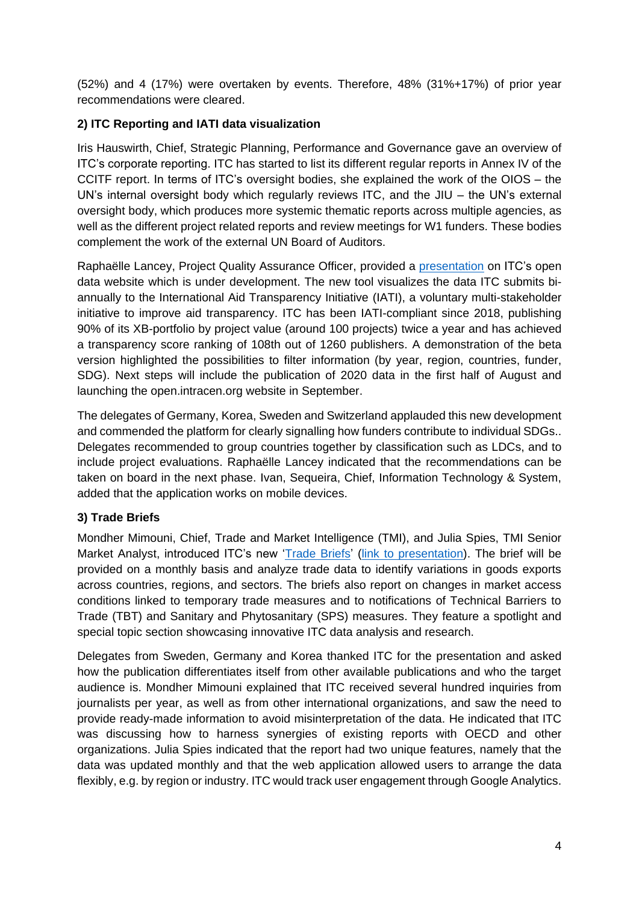(52%) and 4 (17%) were overtaken by events. Therefore, 48% (31%+17%) of prior year recommendations were cleared.

### 2) ITC Reporting and IATI data visualization

Iris Hauswirth, Chief, Strategic Planning, Performance and Governance gave an overview of ITC's corporate reporting. ITC has started to list its different regular reports in Annex IV of the CCITF report. In terms of ITC's oversight bodies, she explained the work of the OIOS – the UN's internal oversight body which regularly reviews ITC, and the JIU – the UN's external oversight body, which produces more systemic thematic reports across multiple agencies, as well as the different project related reports and review meetings for W1 funders. These bodies complement the work of the external UN Board of Auditors.

Raphaëlle Lancey, Project Quality Assurance Officer, provided a presentation on ITC's open data website which is under development. The new tool visualizes the data ITC submits bi-annually to the International Aid Transparency Initiative (IATI), a voluntary multi-stakeholder initiative to improve aid transparency. ITC has been IATI-compliant since 2018, publishing 90% of its XB-portfolio by project value (around 100 projects) twice a year and has achieved a transparency score ranking of 108th out of 1260 publishers. A demonstration of the beta version highlighted the possibilities to filter information (by year, region, countries, funder, SDG). Next steps will include the publication of 2020 data in the first half of August and launching the open.intracen.org website in September.

The delegates of Germany, Korea, Sweden and Switzerland applauded this new development and commended the platform for clearly signalling how funders contribute to individual SDGs.. Delegates recommended to group countries together by classification such as LDCs, and to include project evaluations. Raphaëlle Lancey indicated that the recommendations can be taken on board in the next phase. Ivan, Sequeira, Chief, Information Technology & System, added that the application works on mobile devices.

### 3) Trade Briefs

Mondher Mimouni, Chief, Trade and Market Intelligence (TMI), and Julia Spies, TMI Senior Market Analyst, introduced ITC's new 'Trade Briefs' (link to presentation). The brief will be provided on a monthly basis and analyze trade data to identify variations in goods exports across countries, regions, and sectors. The briefs also report on changes in market access conditions linked to temporary trade measures and to notifications of Technical Barriers to Trade (TBT) and Sanitary and Phytosanitary (SPS) measures. They feature a spotlight and special topic section showcasing innovative ITC data analysis and research.

Delegates from Sweden, Germany and Korea thanked ITC for the presentation and asked how the publication differentiates itself from other available publications and who the target audience is. Mondher Mimouni explained that ITC received several hundred inquiries from journalists per year, as well as from other international organizations, and saw the need to provide ready-made information to avoid misinterpretation of the data. He indicated that ITC was discussing how to harness synergies of existing reports with OECD and other organizations. Julia Spies indicated that the report had two unique features, namely that the data was updated monthly and that the web application allowed users to arrange the data flexibly, e.g. by region or industry. ITC would track user engagement through Google Analytics.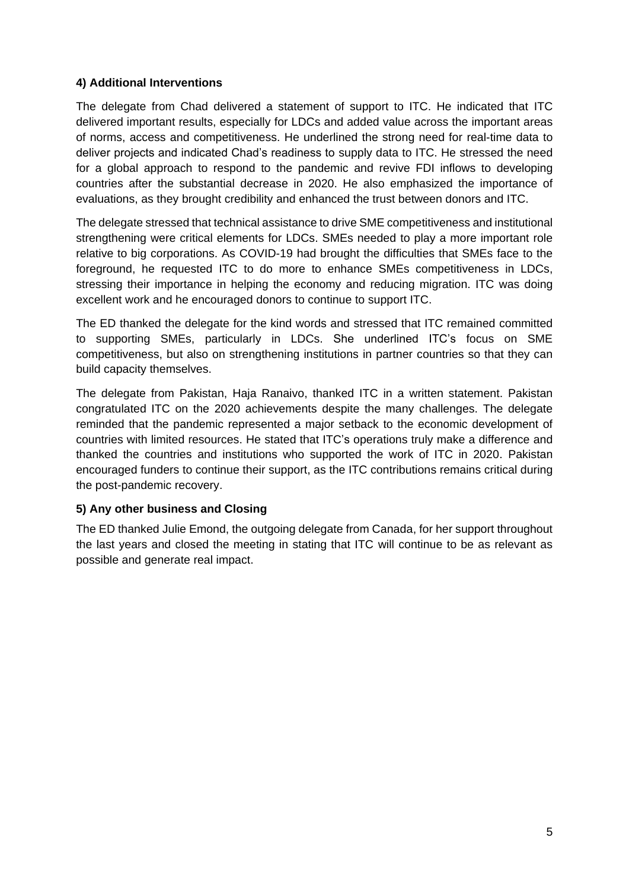**4) Additional Interventions**

The delegate from Chad delivered a statement of support to ITC. He indicated that ITC delivered important results, especially for LDCs and added value across the important areas of norms, access and competitiveness. He underlined the strong need for real-time data to deliver projects and indicated Chad's readiness to supply data to ITC. He stressed the need for a global approach to respond to the pandemic and revive FDI inflows to developing countries after the substantial decrease in 2020. He also emphasized the importance of evaluations, as they brought credibility and enhanced the trust between donors and ITC.

The delegate stressed that technical assistance to drive SME competitiveness and institutional strengthening were critical elements for LDCs. SMEs needed to play a more important role relative to big corporations. As COVID-19 had brought the difficulties that SMEs face to the foreground, he requested ITC to do more to enhance SMEs competitiveness in LDCs, stressing their importance in helping the economy and reducing migration. ITC was doing excellent work and he encouraged donors to continue to support ITC.

The ED thanked the delegate for the kind words and stressed that ITC remained committed to supporting SMEs, particularly in LDCs. She underlined ITC's focus on SME competitiveness, but also on strengthening institutions in partner countries so that they can build capacity themselves.

The delegate from Pakistan, Haja Ranaivo, thanked ITC in a written statement. Pakistan congratulated ITC on the 2020 achievements despite the many challenges. The delegate reminded that the pandemic represented a major setback to the economic development of countries with limited resources. He stated that ITC's operations truly make a difference and thanked the countries and institutions who supported the work of ITC in 2020. Pakistan encouraged funders to continue their support, as the ITC contributions remains critical during the post-pandemic recovery.

**5) Any other business and Closing**

The ED thanked Julie Emond, the outgoing delegate from Canada, for her support throughout the last years and closed the meeting in stating that ITC will continue to be as relevant as possible and generate real impact.